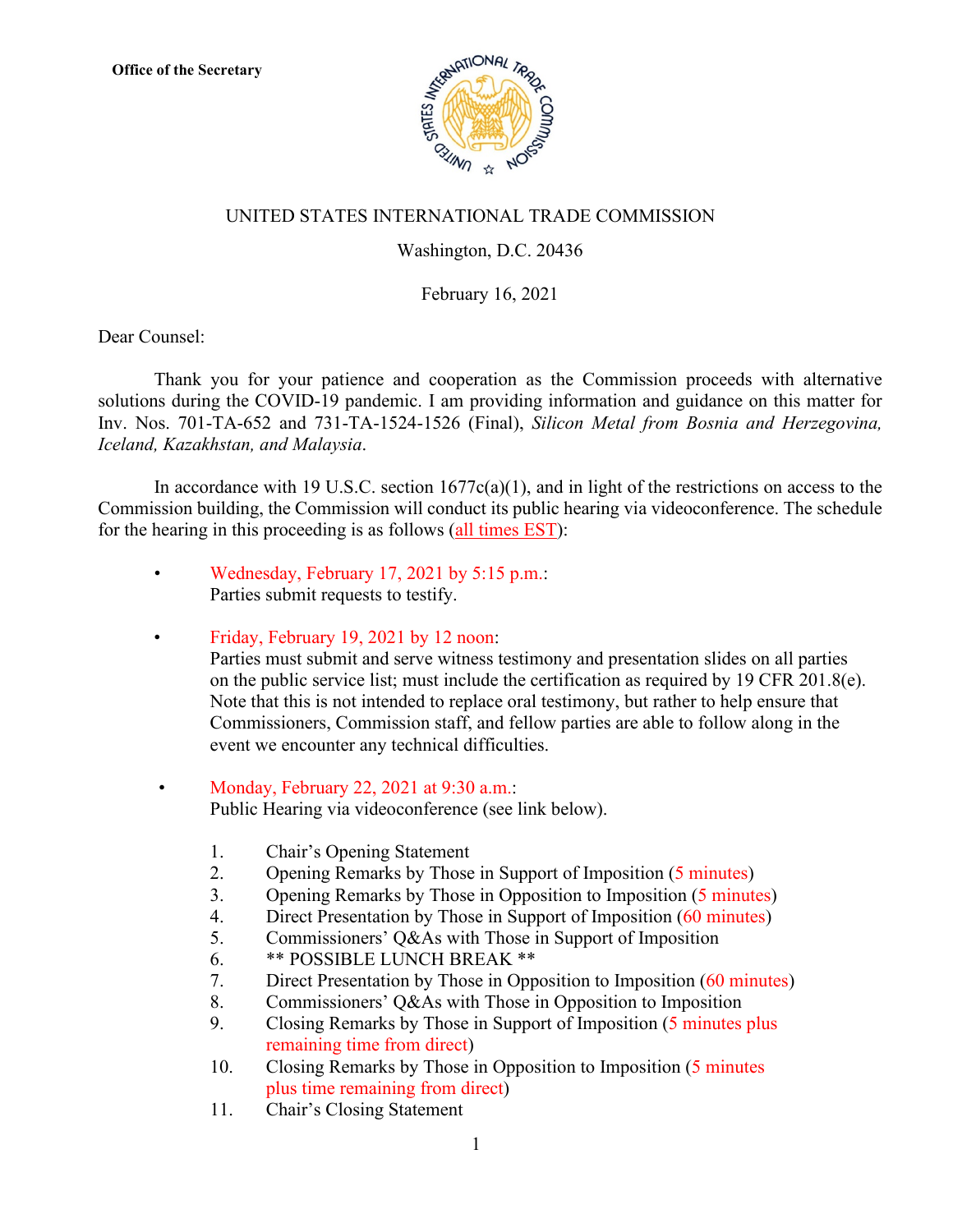**Office of the Secretary**

UNITED STATES INTERNATIONAL TRADE COMMISSION

Washington, D.C. 20436

February 16, 2021

Dear Counsel:

Thank you for your patience and cooperation as the Commission proceeds with alternative solutions during the COVID-19 pandemic. I am providing information and guidance on this matter for Inv. Nos. 701-TA-652 and 731-TA-1524-1526 (Final), *Silicon Metal from Bosnia and Herzegovina, Iceland, Kazakhstan, and Malaysia*.

In accordance with 19 U.S.C. section 1677c(a)(1), and in light of the restrictions on access to the Commission building, the Commission will conduct its public hearing via videoconference. The schedule for the hearing in this proceeding is as follows (all times EST):

- Wednesday, February 17, 2021 by 5:15 p.m.:
  Parties submit requests to testify.

- Friday, February 19, 2021 by 12 noon:
  Parties must submit and serve witness testimony and presentation slides on all parties on the public service list; must include the certification as required by 19 CFR 201.8(e). Note that this is not intended to replace oral testimony, but rather to help ensure that Commissioners, Commission staff, and fellow parties are able to follow along in the event we encounter any technical difficulties.

- Monday, February 22, 2021 at 9:30 a.m.:
  Public Hearing via videoconference (see link below).

  1. Chair's Opening Statement
  2. Opening Remarks by Those in Support of Imposition (5 minutes)
  3. Opening Remarks by Those in Opposition to Imposition (5 minutes)
  4. Direct Presentation by Those in Support of Imposition (60 minutes)
  5. Commissioners' Q&As with Those in Support of Imposition
  6. ** POSSIBLE LUNCH BREAK **
  7. Direct Presentation by Those in Opposition to Imposition (60 minutes)
  8. Commissioners' Q&As with Those in Opposition to Imposition
  9. Closing Remarks by Those in Support of Imposition (5 minutes plus remaining time from direct)
  10. Closing Remarks by Those in Opposition to Imposition (5 minutes plus time remaining from direct)
  11. Chair's Closing Statement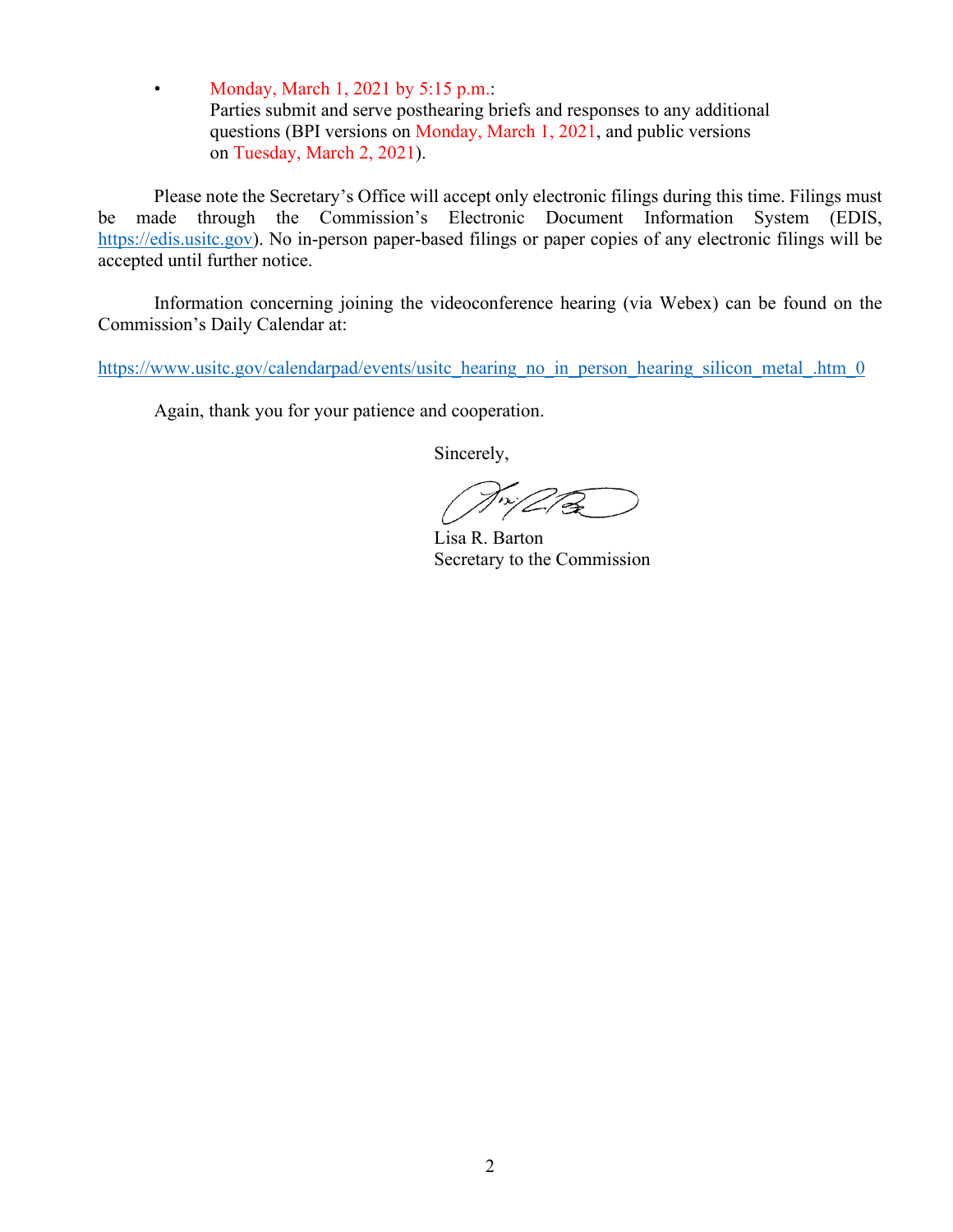- Monday, March 1, 2021 by 5:15 p.m.:
  Parties submit and serve posthearing briefs and responses to any additional questions (BPI versions on Monday, March 1, 2021, and public versions on Tuesday, March 2, 2021).

Please note the Secretary's Office will accept only electronic filings during this time. Filings must be made through the Commission's Electronic Document Information System (EDIS, https://edis.usitc.gov). No in-person paper-based filings or paper copies of any electronic filings will be accepted until further notice.

Information concerning joining the videoconference hearing (via Webex) can be found on the Commission's Daily Calendar at:

https://www.usitc.gov/calendarpad/events/usitc_hearing_no_in_person_hearing_silicon_metal_.htm_0

Again, thank you for your patience and cooperation.

Sincerely,

Lisa R. Barton
Secretary to the Commission